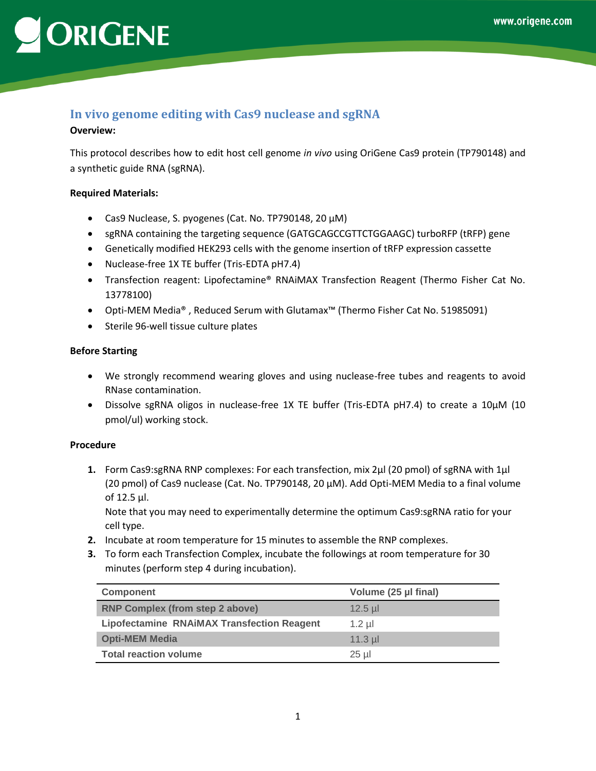# In vivo genome editing with Cas9 nuclease and sgRNA

**Overview:**

This protocol describes how to edit host cell genome *in vivo* using OriGene Cas9 protein (TP790148) and a synthetic guide RNA (sgRNA).

**Required Materials:**

- Cas9 Nuclease, S. pyogenes (Cat. No. TP790148, 20 µM)
- sgRNA containing the targeting sequence (GATGCAGCCGTTCTGGAAGC) turboRFP (tRFP) gene
- Genetically modified HEK293 cells with the genome insertion of tRFP expression cassette
- Nuclease-free 1X TE buffer (Tris-EDTA pH7.4)
- Transfection reagent: Lipofectamine® RNAiMAX Transfection Reagent (Thermo Fisher Cat No. 13778100)
- Opti-MEM Media® , Reduced Serum with Glutamax™ (Thermo Fisher Cat No. 51985091)
- Sterile 96-well tissue culture plates

**Before Starting**

- We strongly recommend wearing gloves and using nuclease-free tubes and reagents to avoid RNase contamination.
- Dissolve sgRNA oligos in nuclease-free 1X TE buffer (Tris-EDTA pH7.4) to create a 10µM (10 pmol/ul) working stock.

**Procedure**

1. Form Cas9:sgRNA RNP complexes: For each transfection, mix 2µl (20 pmol) of sgRNA with 1µl (20 pmol) of Cas9 nuclease (Cat. No. TP790148, 20 µM). Add Opti-MEM Media to a final volume of 12.5 µl.
   Note that you may need to experimentally determine the optimum Cas9:sgRNA ratio for your cell type.
2. Incubate at room temperature for 15 minutes to assemble the RNP complexes.
3. To form each Transfection Complex, incubate the followings at room temperature for 30 minutes (perform step 4 during incubation).

| Component | Volume (25 µl final) |
|---|---|
| RNP Complex (from step 2 above) | 12.5 µl |
| Lipofectamine RNAiMAX Transfection Reagent | 1.2 µl |
| Opti-MEM Media | 11.3 µl |
| Total reaction volume | 25 µl |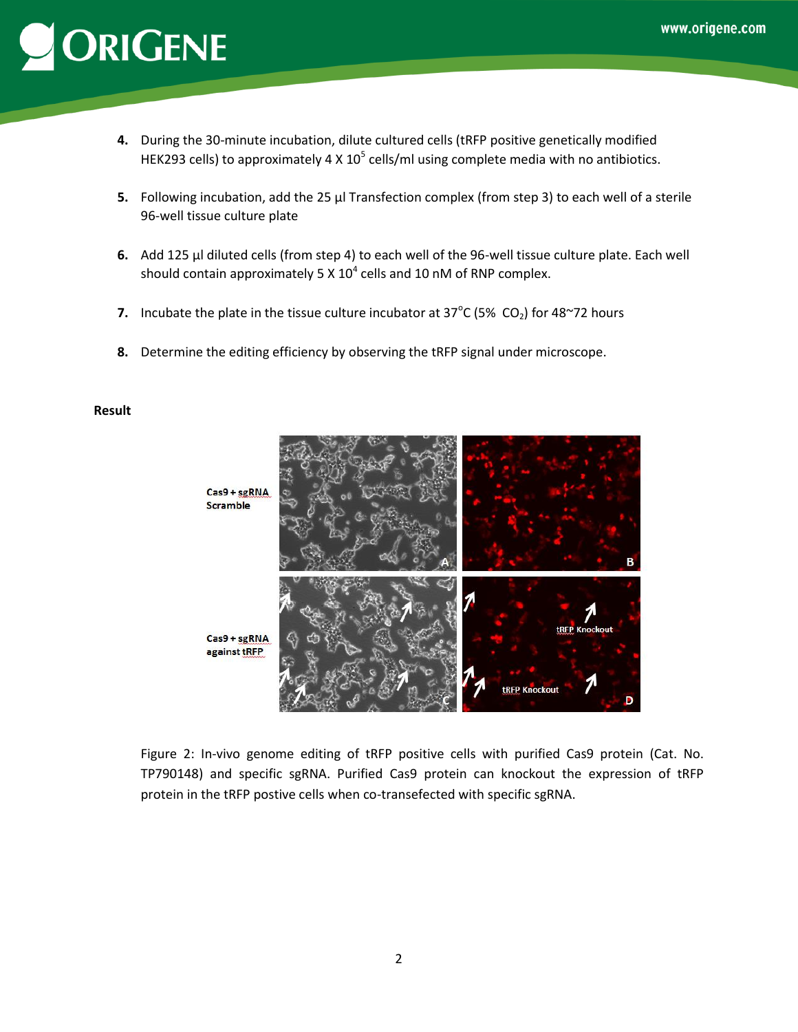4. During the 30-minute incubation, dilute cultured cells (tRFP positive genetically modified HEK293 cells) to approximately 4 X $10^5$ cells/ml using complete media with no antibiotics.

5. Following incubation, add the 25 µl Transfection complex (from step 3) to each well of a sterile 96-well tissue culture plate

6. Add 125 µl diluted cells (from step 4) to each well of the 96-well tissue culture plate. Each well should contain approximately 5 X $10^4$ cells and 10 nM of RNP complex.

7. Incubate the plate in the tissue culture incubator at 37°C (5% $CO_2$) for 48~72 hours

8. Determine the editing efficiency by observing the tRFP signal under microscope.

**Result**

Cas9 + sgRNA Scramble

A

B

Cas9 + sgRNA against tRFP

C

D

tRFP Knockout

tRFP Knockout

Figure 2: In-vivo genome editing of tRFP positive cells with purified Cas9 protein (Cat. No. TP790148) and specific sgRNA. Purified Cas9 protein can knockout the expression of tRFP protein in the tRFP postive cells when co-transefected with specific sgRNA.